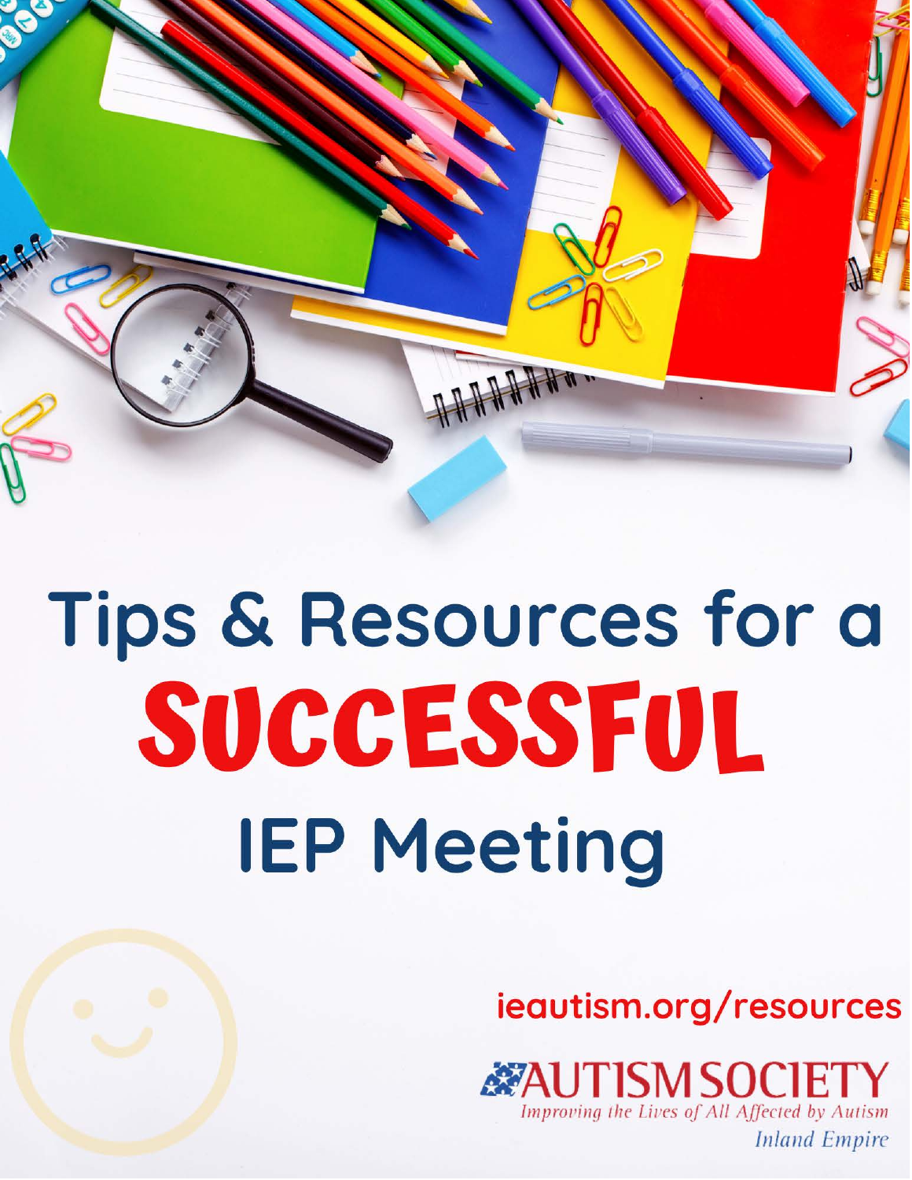# Tips & Resources for a SUCCESSFUL IEP Meeting

ieautism.org/resources

AUTISM SOCIETY
*Improving the Lives of All Affected by Autism*
*Inland Empire*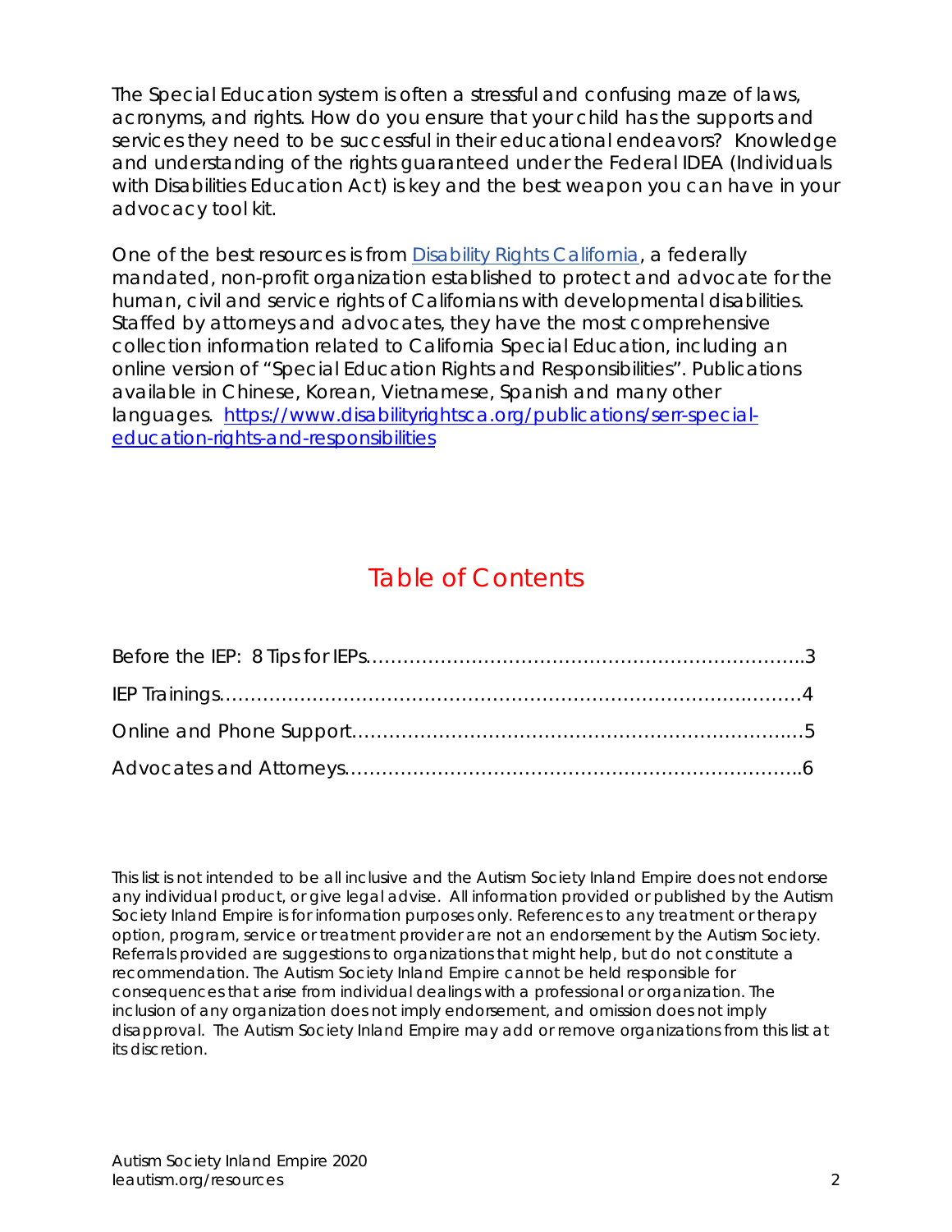The Special Education system is often a stressful and confusing maze of laws, acronyms, and rights. How do you ensure that your child has the supports and services they need to be successful in their educational endeavors? Knowledge and understanding of the rights guaranteed under the Federal IDEA (Individuals with Disabilities Education Act) is key and the best weapon you can have in your advocacy tool kit.

One of the best resources is from [Disability Rights California](https://www.disabilityrightsca.org), a federally mandated, non-profit organization established to protect and advocate for the human, civil and service rights of Californians with developmental disabilities. Staffed by attorneys and advocates, they have the most comprehensive collection information related to California Special Education, including an online version of "Special Education Rights and Responsibilities". Publications available in Chinese, Korean, Vietnamese, Spanish and many other languages. [https://www.disabilityrightsca.org/publications/serr-special-education-rights-and-responsibilities](https://www.disabilityrightsca.org/publications/serr-special-education-rights-and-responsibilities)

## Table of Contents

Before the IEP: 8 Tips for IEPs……………………………………………………………..3

IEP Trainings……………………………………………………………………………………4

Online and Phone Support………………………………………………………………….5

Advocates and Attorneys……………………………………………………………………..6

*This list is not intended to be all inclusive and the Autism Society Inland Empire does not endorse any individual product, or give legal advise. All information provided or published by the Autism Society Inland Empire is for information purposes only. References to any treatment or therapy option, program, service or treatment provider are not an endorsement by the Autism Society. Referrals provided are suggestions to organizations that might help, but do not constitute a recommendation. The Autism Society Inland Empire cannot be held responsible for consequences that arise from individual dealings with a professional or organization. The inclusion of any organization does not imply endorsement, and omission does not imply disapproval. The Autism Society Inland Empire may add or remove organizations from this list at its discretion.*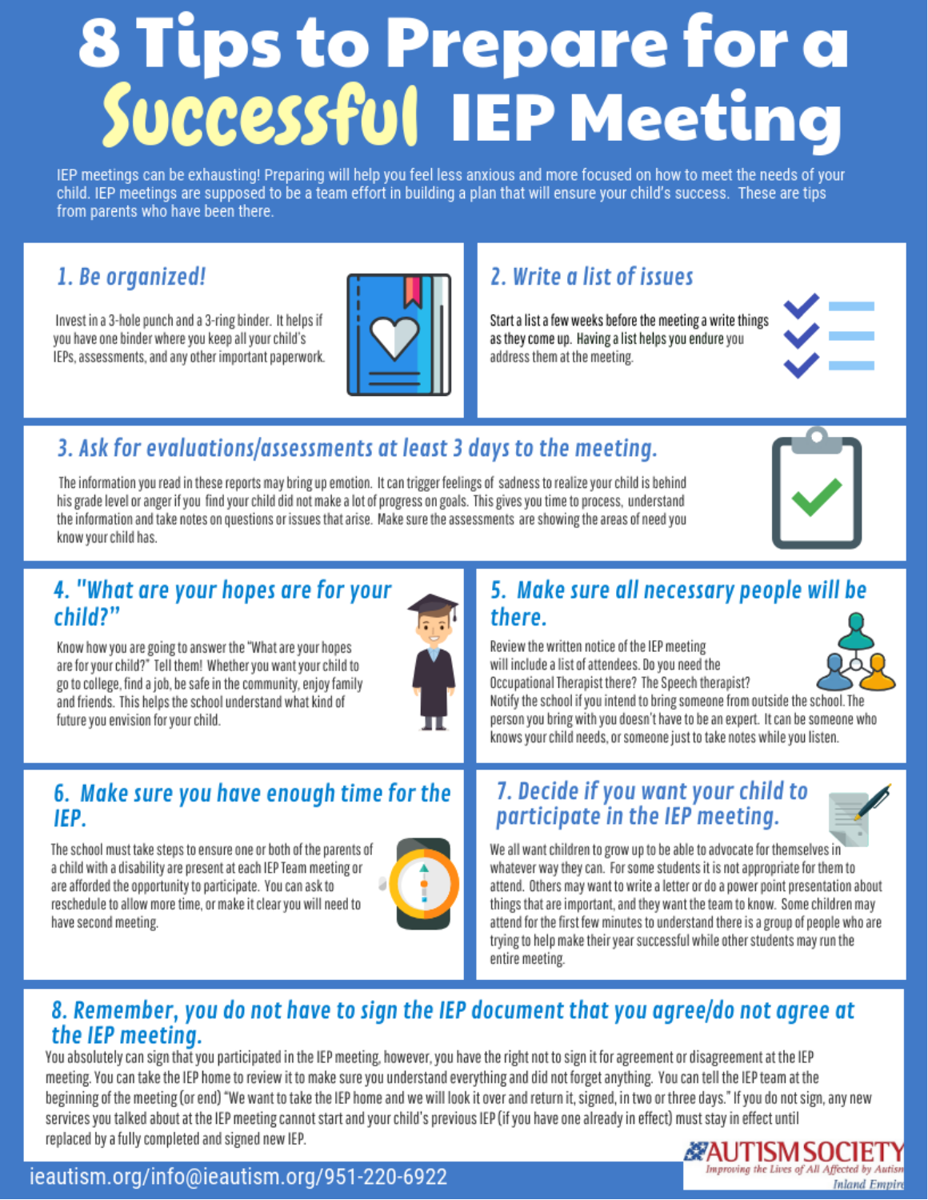# 8 Tips to Prepare for a *Successful* IEP Meeting

IEP meetings can be exhausting! Preparing will help you feel less anxious and more focused on how to meet the needs of your child. IEP meetings are supposed to be a team effort in building a plan that will ensure your child's success. These are tips from parents who have been there.

## 1. Be organized!

Invest in a 3-hole punch and a 3-ring binder. It helps if you have one binder where you keep all your child's IEPs, assessments, and any other important paperwork.

## 2. Write a list of issues

Start a list a few weeks before the meeting a write things as they come up. Having a list helps you endure you address them at the meeting.

## 3. Ask for evaluations/assessments at least 3 days to the meeting.

The information you read in these reports may bring up emotion. It can trigger feelings of sadness to realize your child is behind his grade level or anger if you find your child did not make a lot of progress on goals. This gives you time to process, understand the information and take notes on questions or issues that arise. Make sure the assessments are showing the areas of need you know your child has.

## 4. "What are your hopes are for your child?"

Know how you are going to answer the "What are your hopes are for your child?" Tell them! Whether you want your child to go to college, find a job, be safe in the community, enjoy family and friends. This helps the school understand what kind of future you envision for your child.

## 5. Make sure all necessary people will be there.

Review the written notice of the IEP meeting will include a list of attendees. Do you need the Occupational Therapist there? The Speech therapist? Notify the school if you intend to bring someone from outside the school. The person you bring with you doesn't have to be an expert. It can be someone who knows your child needs, or someone just to take notes while you listen.

## 6. Make sure you have enough time for the IEP.

The school must take steps to ensure one or both of the parents of a child with a disability are present at each IEP Team meeting or are afforded the opportunity to participate. You can ask to reschedule to allow more time, or make it clear you will need to have second meeting.

## 7. Decide if you want your child to participate in the IEP meeting.

We all want children to grow up to be able to advocate for themselves in whatever way they can. For some students it is not appropriate for them to attend. Others may want to write a letter or do a power point presentation about things that are important, and they want the team to know. Some children may attend for the first few minutes to understand there is a group of people who are trying to help make their year successful while other students may run the entire meeting.

## 8. Remember, you do not have to sign the IEP document that you agree/do not agree at the IEP meeting.

You absolutely can sign that you participated in the IEP meeting, however, you have the right not to sign it for agreement or disagreement at the IEP meeting. You can take the IEP home to review it to make sure you understand everything and did not forget anything. You can tell the IEP team at the beginning of the meeting (or end) "We want to take the IEP home and we will look it over and return it, signed, in two or three days." If you do not sign, any new services you talked about at the IEP meeting cannot start and your child's previous IEP (if you have one already in effect) must stay in effect until replaced by a fully completed and signed new IEP.

ieautism.org/info@ieautism.org/951-220-6922

AUTISM SOCIETY — Improving the Lives of All Affected by Autism — Inland Empire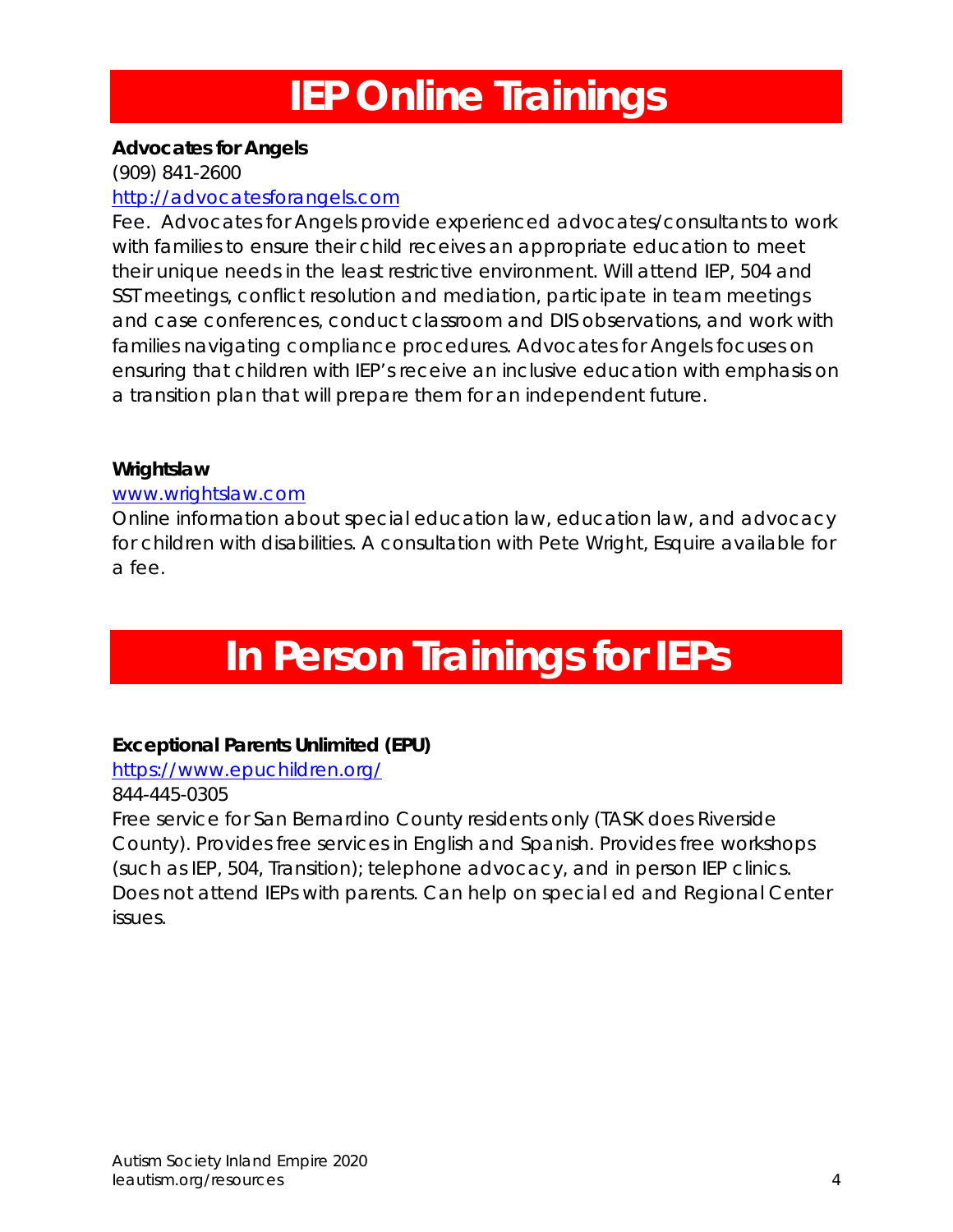# IEP Online Trainings

**Advocates for Angels**
(909) 841-2600
[http://advocatesforangels.com](http://advocatesforangels.com)
Fee. Advocates for Angels provide experienced advocates/consultants to work with families to ensure their child receives an appropriate education to meet their unique needs in the least restrictive environment. Will attend IEP, 504 and SST meetings, conflict resolution and mediation, participate in team meetings and case conferences, conduct classroom and DIS observations, and work with families navigating compliance procedures. Advocates for Angels focuses on ensuring that children with IEP's receive an inclusive education with emphasis on a transition plan that will prepare them for an independent future.

**Wrightslaw**
[www.wrightslaw.com](http://www.wrightslaw.com)
Online information about special education law, education law, and advocacy for children with disabilities. A consultation with Pete Wright, Esquire available for a fee.

# In Person Trainings for IEPs

**Exceptional Parents Unlimited (EPU)**
[https://www.epuchildren.org/](https://www.epuchildren.org/)
844-445-0305
Free service for San Bernardino County residents only (TASK does Riverside County). Provides free services in English and Spanish. Provides free workshops (such as IEP, 504, Transition); telephone advocacy, and in person IEP clinics. Does not attend IEPs with parents. Can help on special ed and Regional Center issues.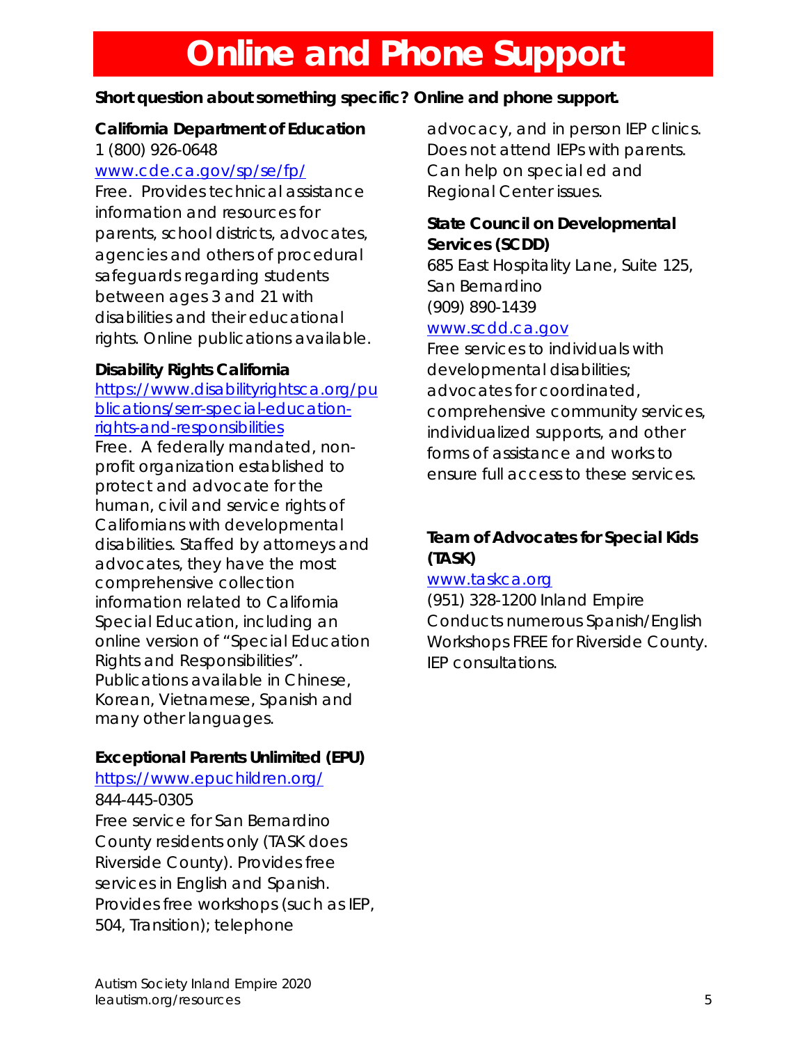# Online and Phone Support

**Short question about something specific? Online and phone support.**

### California Department of Education

1 (800) 926-0648

www.cde.ca.gov/sp/se/fp/

Free. Provides technical assistance information and resources for parents, school districts, advocates, agencies and others of procedural safeguards regarding students between ages 3 and 21 with disabilities and their educational rights. Online publications available.

### Disability Rights California

https://www.disabilityrightsca.org/publications/serr-special-education-rights-and-responsibilities

Free. A federally mandated, non-profit organization established to protect and advocate for the human, civil and service rights of Californians with developmental disabilities. Staffed by attorneys and advocates, they have the most comprehensive collection information related to California Special Education, including an online version of "Special Education Rights and Responsibilities". Publications available in Chinese, Korean, Vietnamese, Spanish and many other languages.

### Exceptional Parents Unlimited (EPU)

https://www.epuchildren.org/

844-445-0305

Free service for San Bernardino County residents only (TASK does Riverside County). Provides free services in English and Spanish. Provides free workshops (such as IEP, 504, Transition); telephone advocacy, and in person IEP clinics. Does not attend IEPs with parents. Can help on special ed and Regional Center issues.

### State Council on Developmental Services (SCDD)

685 East Hospitality Lane, Suite 125, San Bernardino

(909) 890-1439

www.scdd.ca.gov

Free services to individuals with developmental disabilities; advocates for coordinated, comprehensive community services, individualized supports, and other forms of assistance and works to ensure full access to these services.

### Team of Advocates for Special Kids (TASK)

www.taskca.org

(951) 328-1200 Inland Empire

Conducts numerous Spanish/English Workshops FREE for Riverside County. IEP consultations.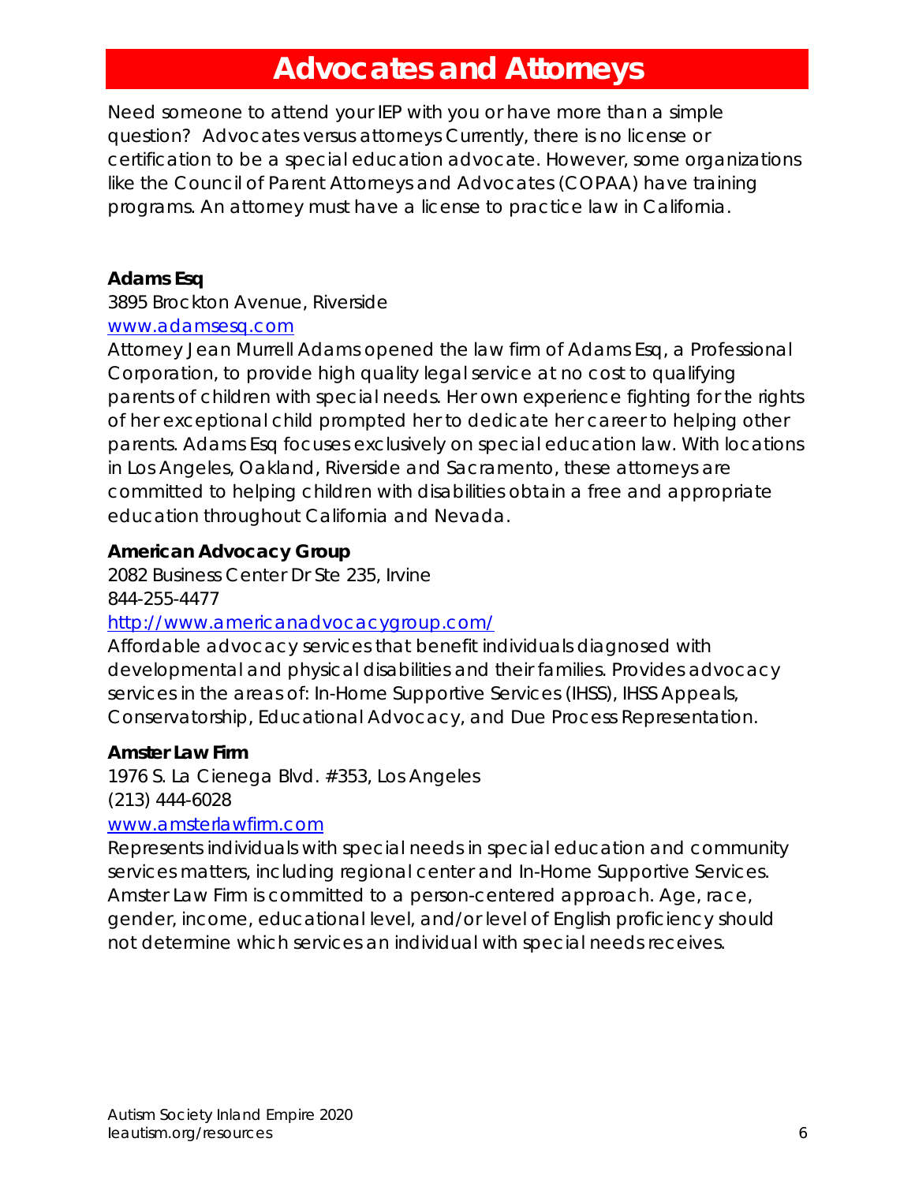# Advocates and Attorneys

Need someone to attend your IEP with you or have more than a simple question? Advocates versus attorneys Currently, there is no license or certification to be a special education advocate. However, some organizations like the Council of Parent Attorneys and Advocates (COPAA) have training programs. An attorney must have a license to practice law in California.

**Adams Esq**
3895 Brockton Avenue, Riverside
[www.adamsesq.com](www.adamsesq.com)
Attorney Jean Murrell Adams opened the law firm of Adams Esq, a Professional Corporation, to provide high quality legal service at no cost to qualifying parents of children with special needs. Her own experience fighting for the rights of her exceptional child prompted her to dedicate her career to helping other parents. Adams Esq focuses exclusively on special education law. With locations in Los Angeles, Oakland, Riverside and Sacramento, these attorneys are committed to helping children with disabilities obtain a free and appropriate education throughout California and Nevada.

**American Advocacy Group**
2082 Business Center Dr Ste 235, Irvine
844-255-4477
[http://www.americanadvocacygroup.com/](http://www.americanadvocacygroup.com/)
Affordable advocacy services that benefit individuals diagnosed with developmental and physical disabilities and their families. Provides advocacy services in the areas of: In-Home Supportive Services (IHSS), IHSS Appeals, Conservatorship, Educational Advocacy, and Due Process Representation.

**Amster Law Firm**
1976 S. La Cienega Blvd. #353, Los Angeles
(213) 444-6028
[www.amsterlawfirm.com](www.amsterlawfirm.com)
Represents individuals with special needs in special education and community services matters, including regional center and In-Home Supportive Services. Amster Law Firm is committed to a person-centered approach. Age, race, gender, income, educational level, and/or level of English proficiency should not determine which services an individual with special needs receives.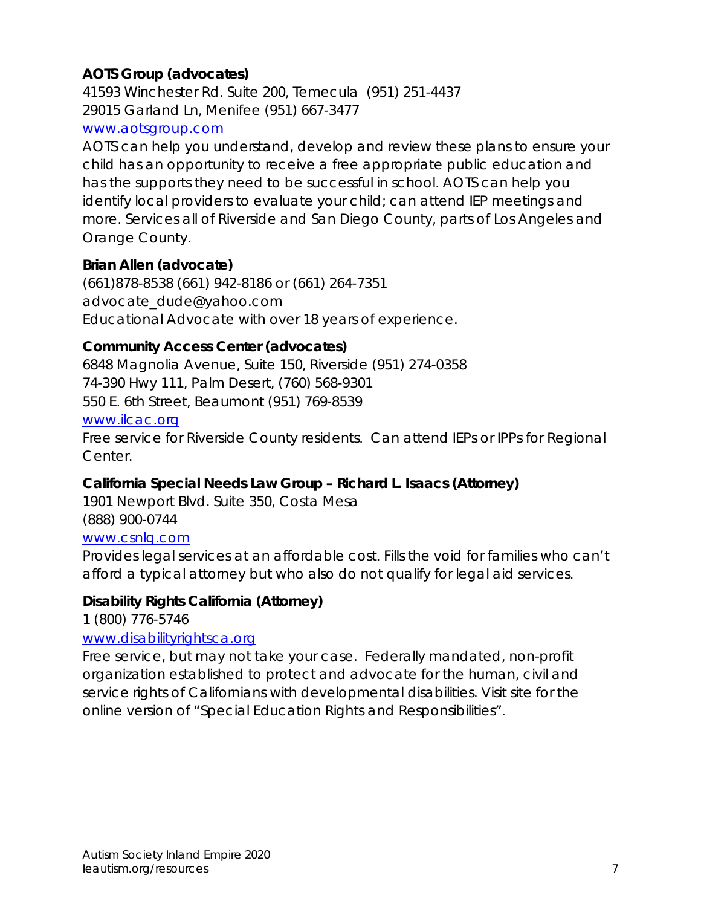**AOTS Group (advocates)**
41593 Winchester Rd. Suite 200, Temecula (951) 251-4437
29015 Garland Ln, Menifee (951) 667-3477
www.aotsgroup.com
AOTS can help you understand, develop and review these plans to ensure your child has an opportunity to receive a free appropriate public education and has the supports they need to be successful in school. AOTS can help you identify local providers to evaluate your child; can attend IEP meetings and more. Services all of Riverside and San Diego County, parts of Los Angeles and Orange County.

**Brian Allen (advocate)**
(661)878-8538 (661) 942-8186 or (661) 264-7351
advocate_dude@yahoo.com
Educational Advocate with over 18 years of experience.

**Community Access Center (advocates)**
6848 Magnolia Avenue, Suite 150, Riverside (951) 274-0358
74-390 Hwy 111, Palm Desert, (760) 568-9301
550 E. 6th Street, Beaumont (951) 769-8539
www.ilcac.org
Free service for Riverside County residents. Can attend IEPs or IPPs for Regional Center.

**California Special Needs Law Group – Richard L. Isaacs (Attorney)**
1901 Newport Blvd. Suite 350, Costa Mesa
(888) 900-0744
www.csnlg.com
Provides legal services at an affordable cost. Fills the void for families who can't afford a typical attorney but who also do not qualify for legal aid services.

**Disability Rights California (Attorney)**
1 (800) 776-5746
www.disabilityrightsca.org
Free service, but may not take your case. Federally mandated, non-profit organization established to protect and advocate for the human, civil and service rights of Californians with developmental disabilities. Visit site for the online version of "Special Education Rights and Responsibilities".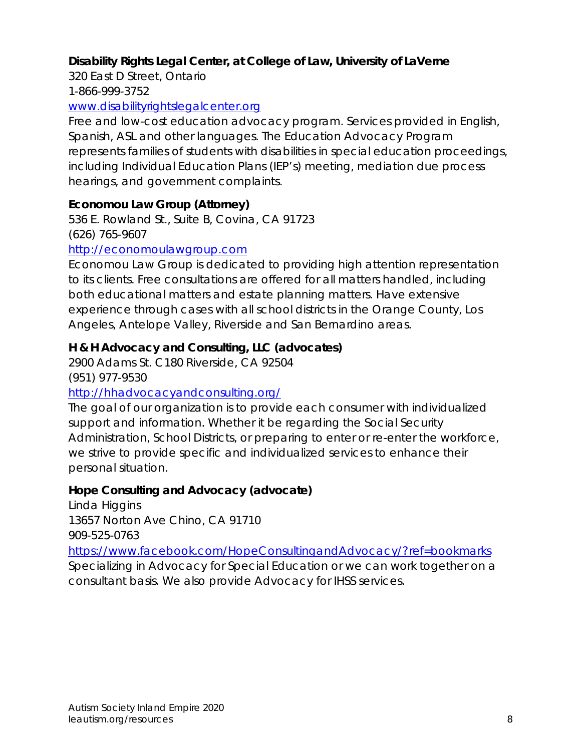**Disability Rights Legal Center, at College of Law, University of LaVerne**

320 East D Street, Ontario

1-866-999-3752

www.disabilityrightslegalcenter.org

Free and low-cost education advocacy program. Services provided in English, Spanish, ASL and other languages. The Education Advocacy Program represents families of students with disabilities in special education proceedings, including Individual Education Plans (IEP's) meeting, mediation due process hearings, and government complaints.

**Economou Law Group (Attorney)**

536 E. Rowland St., Suite B, Covina, CA 91723

(626) 765-9607

http://economoulawgroup.com

Economou Law Group is dedicated to providing high attention representation to its clients. Free consultations are offered for all matters handled, including both educational matters and estate planning matters. Have extensive experience through cases with all school districts in the Orange County, Los Angeles, Antelope Valley, Riverside and San Bernardino areas.

**H & H Advocacy and Consulting, LLC (advocates)**

2900 Adams St. C180 Riverside, CA 92504

(951) 977-9530

http://hhadvocacyandconsulting.org/

The goal of our organization is to provide each consumer with individualized support and information. Whether it be regarding the Social Security Administration, School Districts, or preparing to enter or re-enter the workforce, we strive to provide specific and individualized services to enhance their personal situation.

**Hope Consulting and Advocacy (advocate)**

Linda Higgins

13657 Norton Ave Chino, CA 91710

909-525-0763

https://www.facebook.com/HopeConsultingandAdvocacy/?ref=bookmarks

Specializing in Advocacy for Special Education or we can work together on a consultant basis. We also provide Advocacy for IHSS services.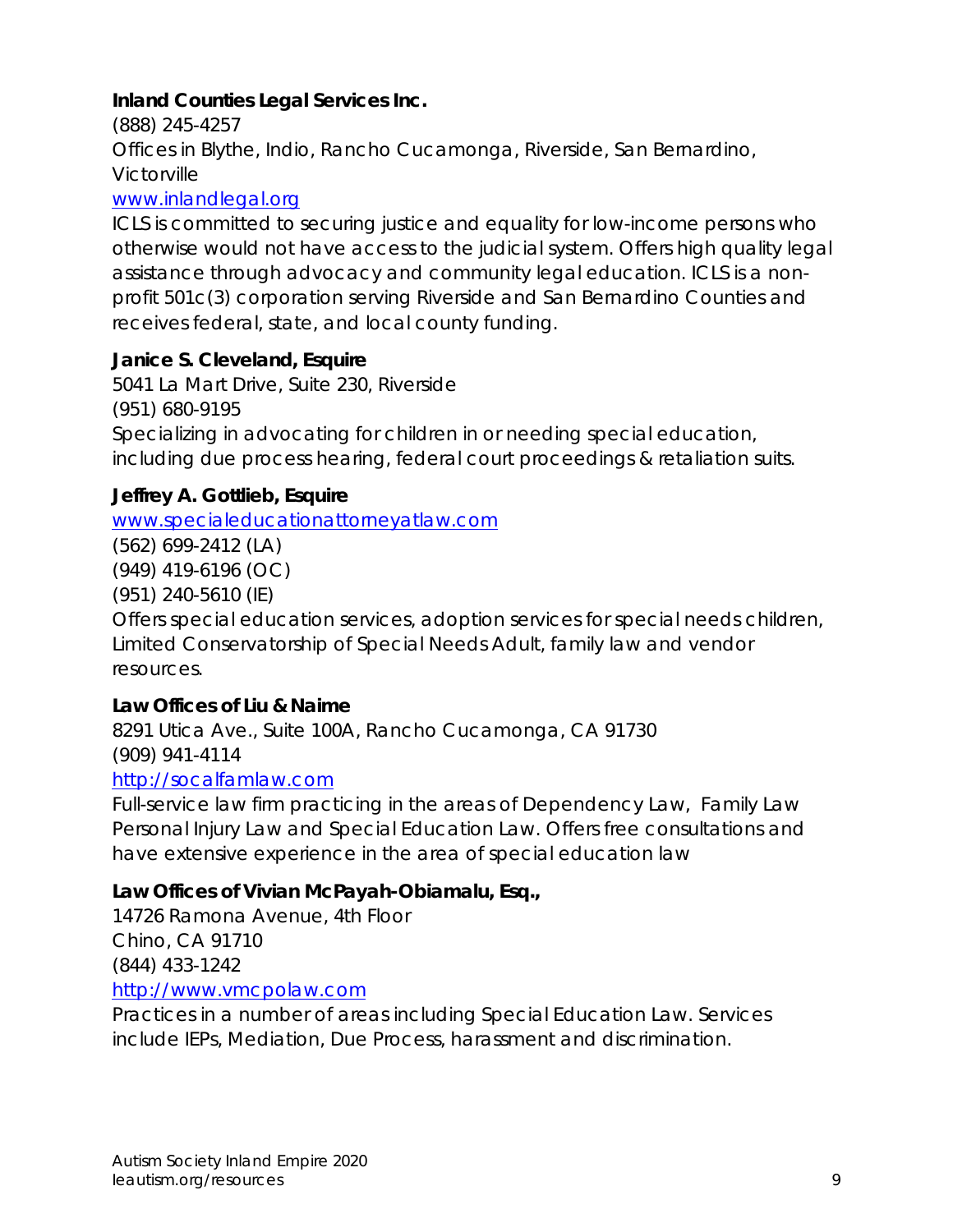**Inland Counties Legal Services Inc.**

(888) 245-4257

Offices in Blythe, Indio, Rancho Cucamonga, Riverside, San Bernardino, Victorville

www.inlandlegal.org

ICLS is committed to securing justice and equality for low-income persons who otherwise would not have access to the judicial system. Offers high quality legal assistance through advocacy and community legal education. ICLS is a non-profit 501c(3) corporation serving Riverside and San Bernardino Counties and receives federal, state, and local county funding.

**Janice S. Cleveland, Esquire**

5041 La Mart Drive, Suite 230, Riverside

(951) 680-9195

Specializing in advocating for children in or needing special education, including due process hearing, federal court proceedings & retaliation suits.

**Jeffrey A. Gottlieb, Esquire**

www.specialeducationattorneyatlaw.com

(562) 699-2412 (LA)

(949) 419-6196 (OC)

(951) 240-5610 (IE)

Offers special education services, adoption services for special needs children, Limited Conservatorship of Special Needs Adult, family law and vendor resources.

**Law Offices of Liu & Naime**

8291 Utica Ave., Suite 100A, Rancho Cucamonga, CA 91730

(909) 941-4114

http://socalfamlaw.com

Full-service law firm practicing in the areas of Dependency Law, Family Law Personal Injury Law and Special Education Law. Offers free consultations and have extensive experience in the area of special education law

**Law Offices of Vivian McPayah-Obiamalu, Esq.,**

14726 Ramona Avenue, 4th Floor

Chino, CA 91710

(844) 433-1242

http://www.vmcpolaw.com

Practices in a number of areas including Special Education Law. Services include IEPs, Mediation, Due Process, harassment and discrimination.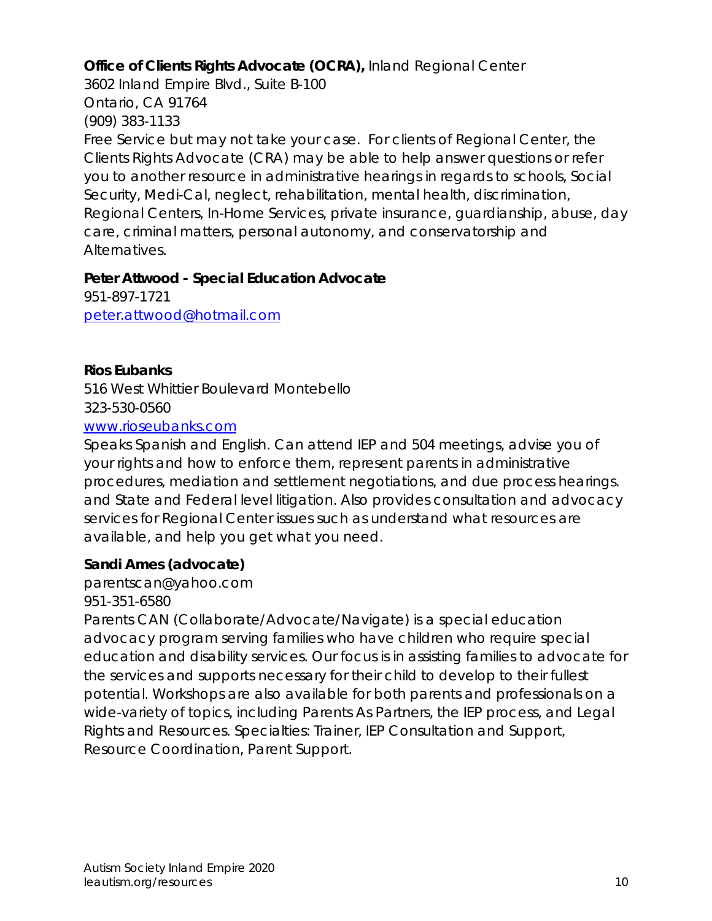**Office of Clients Rights Advocate (OCRA),** Inland Regional Center
3602 Inland Empire Blvd., Suite B-100
Ontario, CA 91764
(909) 383-1133
Free Service but may not take your case. For clients of Regional Center, the Clients Rights Advocate (CRA) may be able to help answer questions or refer you to another resource in administrative hearings in regards to schools, Social Security, Medi-Cal, neglect, rehabilitation, mental health, discrimination, Regional Centers, In-Home Services, private insurance, guardianship, abuse, day care, criminal matters, personal autonomy, and conservatorship and Alternatives.

**Peter Attwood - Special Education Advocate**
951-897-1721
peter.attwood@hotmail.com

**Rios Eubanks**
516 West Whittier Boulevard Montebello
323-530-0560
www.rioseubanks.com
Speaks Spanish and English. Can attend IEP and 504 meetings, advise you of your rights and how to enforce them, represent parents in administrative procedures, mediation and settlement negotiations, and due process hearings. and State and Federal level litigation. Also provides consultation and advocacy services for Regional Center issues such as understand what resources are available, and help you get what you need.

**Sandi Ames (advocate)**
parentscan@yahoo.com
951-351-6580
Parents CAN (Collaborate/Advocate/Navigate) is a special education advocacy program serving families who have children who require special education and disability services. Our focus is in assisting families to advocate for the services and supports necessary for their child to develop to their fullest potential. Workshops are also available for both parents and professionals on a wide-variety of topics, including Parents As Partners, the IEP process, and Legal Rights and Resources. Specialties: Trainer, IEP Consultation and Support, Resource Coordination, Parent Support.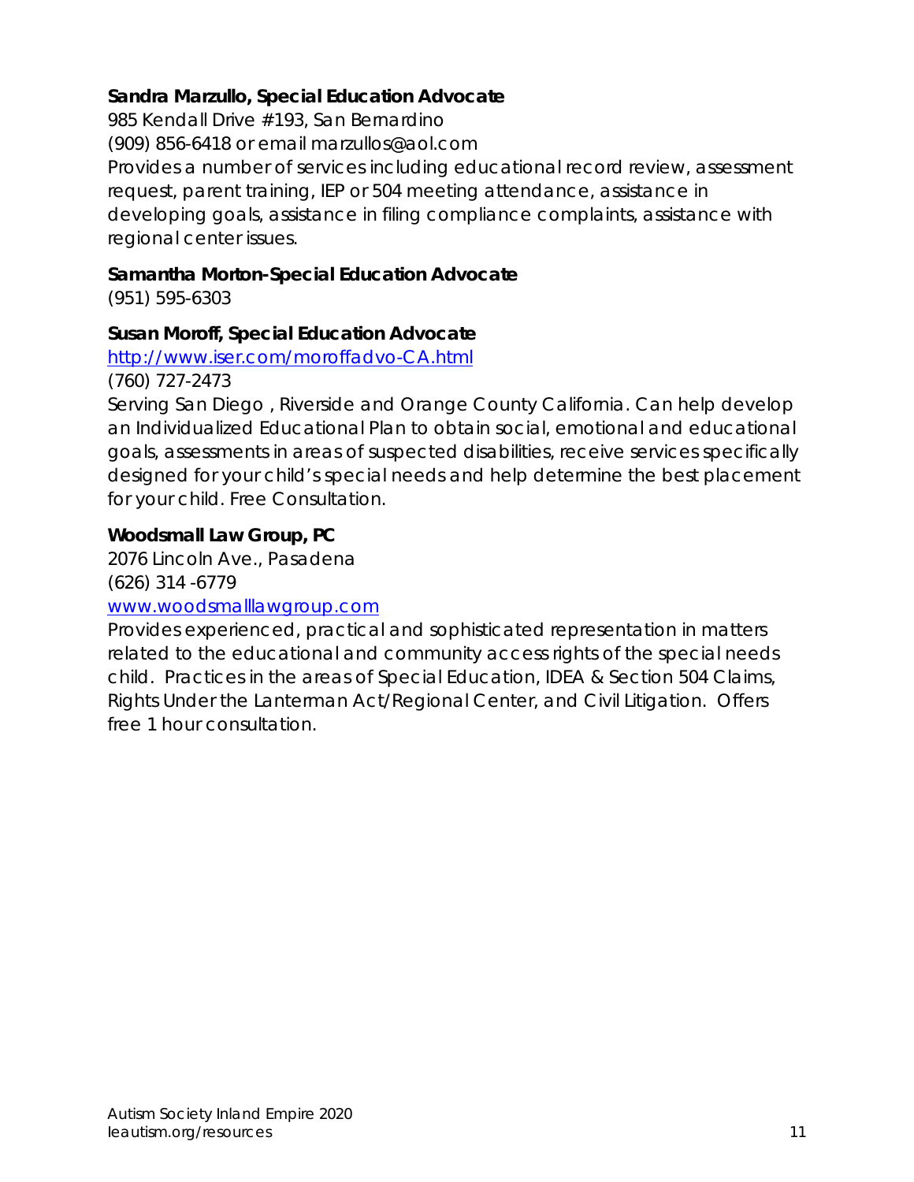**Sandra Marzullo, Special Education Advocate**
985 Kendall Drive #193, San Bernardino
(909) 856-6418 or email marzullos@aol.com
Provides a number of services including educational record review, assessment request, parent training, IEP or 504 meeting attendance, assistance in developing goals, assistance in filing compliance complaints, assistance with regional center issues.

**Samantha Morton-Special Education Advocate**
(951) 595-6303

**Susan Moroff, Special Education Advocate**
http://www.iser.com/moroffadvo-CA.html
(760) 727-2473
Serving San Diego , Riverside and Orange County California. Can help develop an Individualized Educational Plan to obtain social, emotional and educational goals, assessments in areas of suspected disabilities, receive services specifically designed for your child's special needs and help determine the best placement for your child. Free Consultation.

**Woodsmall Law Group, PC**
2076 Lincoln Ave., Pasadena
(626) 314 -6779
www.woodsmalllawgroup.com
Provides experienced, practical and sophisticated representation in matters related to the educational and community access rights of the special needs child. Practices in the areas of Special Education, IDEA & Section 504 Claims, Rights Under the Lanterman Act/Regional Center, and Civil Litigation. Offers free 1 hour consultation.